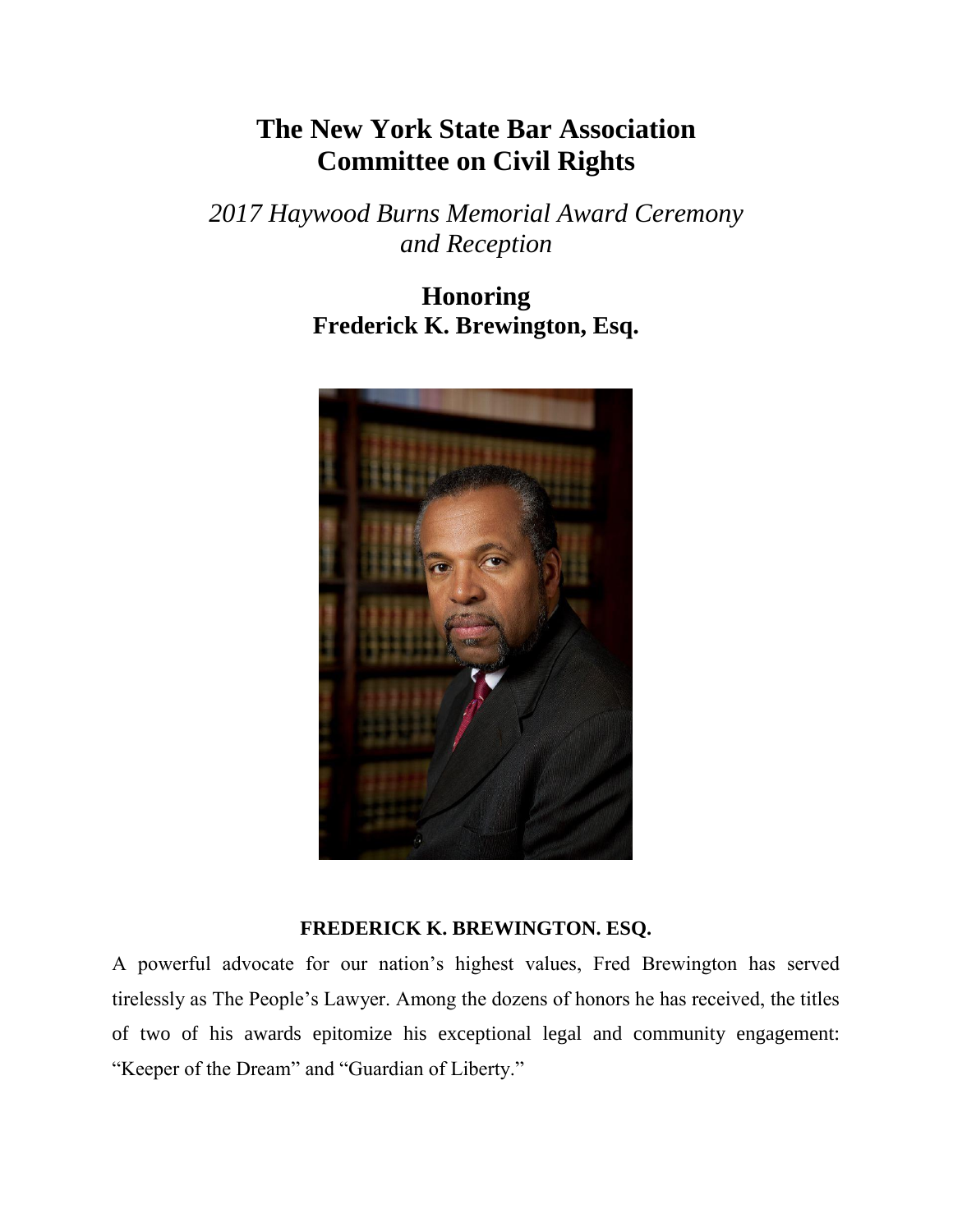# The New York State Bar Association Committee on Civil Rights

*2017 Haywood Burns Memorial Award Ceremony and Reception*

## Honoring
## Frederick K. Brewington, Esq.

**FREDERICK K. BREWINGTON. ESQ.**

A powerful advocate for our nation's highest values, Fred Brewington has served tirelessly as The People's Lawyer. Among the dozens of honors he has received, the titles of two of his awards epitomize his exceptional legal and community engagement: "Keeper of the Dream" and "Guardian of Liberty."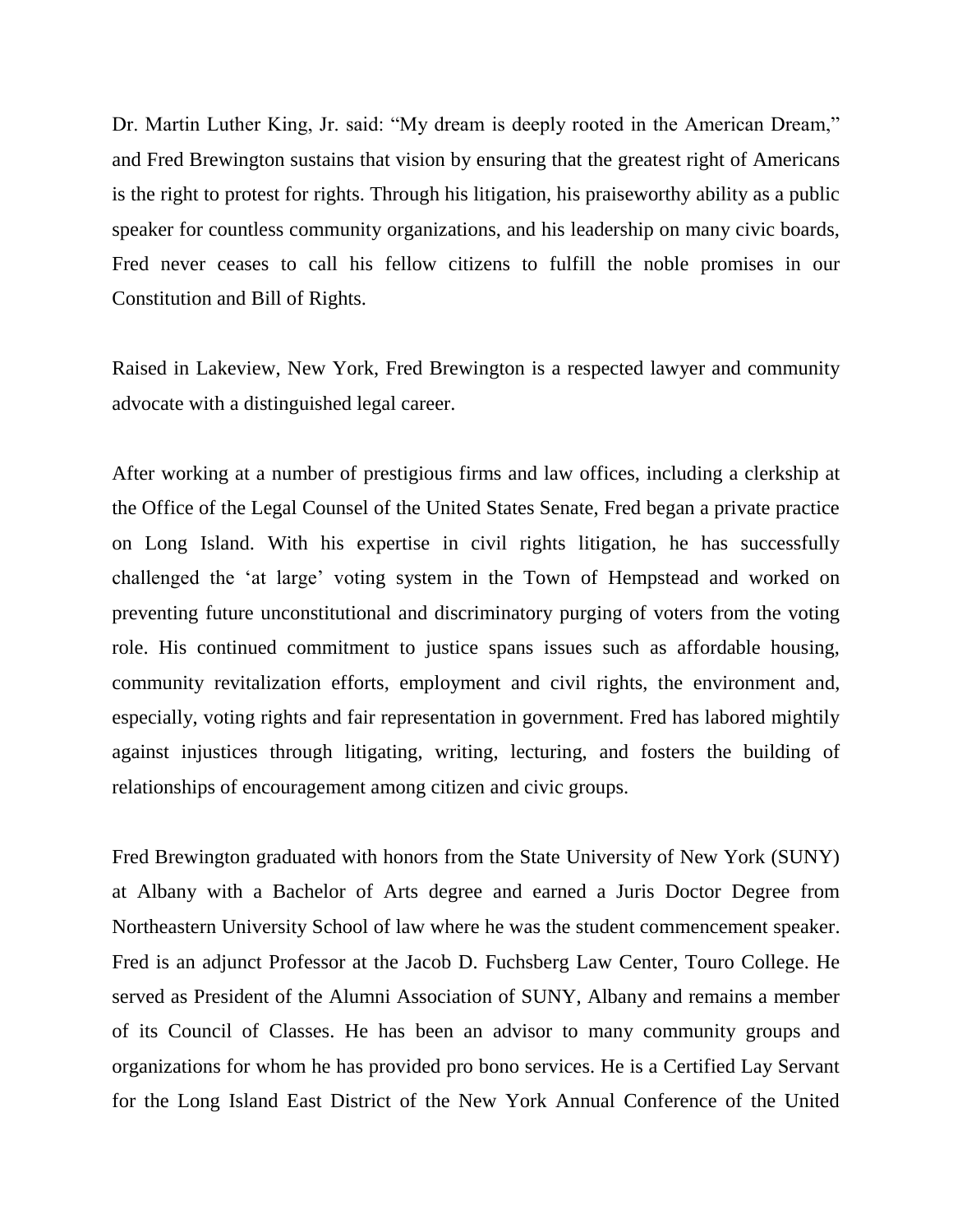Dr. Martin Luther King, Jr. said: “My dream is deeply rooted in the American Dream,” and Fred Brewington sustains that vision by ensuring that the greatest right of Americans is the right to protest for rights. Through his litigation, his praiseworthy ability as a public speaker for countless community organizations, and his leadership on many civic boards, Fred never ceases to call his fellow citizens to fulfill the noble promises in our Constitution and Bill of Rights.

Raised in Lakeview, New York, Fred Brewington is a respected lawyer and community advocate with a distinguished legal career.

After working at a number of prestigious firms and law offices, including a clerkship at the Office of the Legal Counsel of the United States Senate, Fred began a private practice on Long Island. With his expertise in civil rights litigation, he has successfully challenged the ‘at large’ voting system in the Town of Hempstead and worked on preventing future unconstitutional and discriminatory purging of voters from the voting role. His continued commitment to justice spans issues such as affordable housing, community revitalization efforts, employment and civil rights, the environment and, especially, voting rights and fair representation in government. Fred has labored mightily against injustices through litigating, writing, lecturing, and fosters the building of relationships of encouragement among citizen and civic groups.

Fred Brewington graduated with honors from the State University of New York (SUNY) at Albany with a Bachelor of Arts degree and earned a Juris Doctor Degree from Northeastern University School of law where he was the student commencement speaker. Fred is an adjunct Professor at the Jacob D. Fuchsberg Law Center, Touro College. He served as President of the Alumni Association of SUNY, Albany and remains a member of its Council of Classes. He has been an advisor to many community groups and organizations for whom he has provided pro bono services. He is a Certified Lay Servant for the Long Island East District of the New York Annual Conference of the United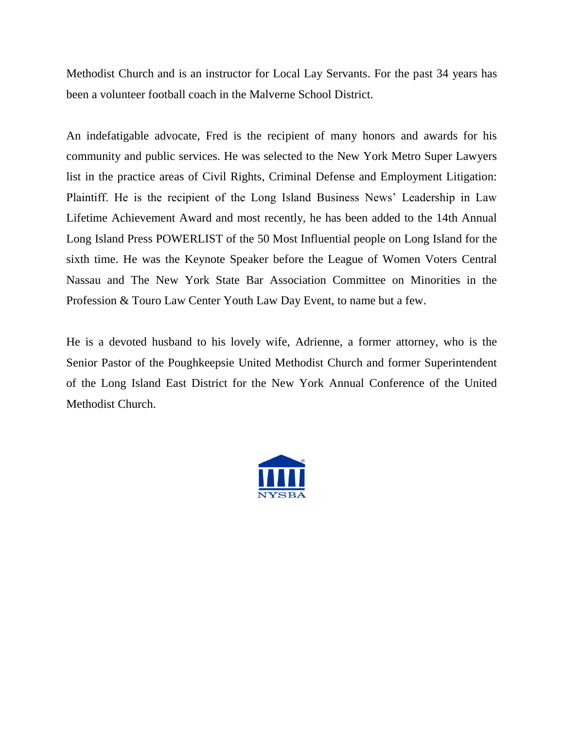Methodist Church and is an instructor for Local Lay Servants. For the past 34 years has been a volunteer football coach in the Malverne School District.

An indefatigable advocate, Fred is the recipient of many honors and awards for his community and public services. He was selected to the New York Metro Super Lawyers list in the practice areas of Civil Rights, Criminal Defense and Employment Litigation: Plaintiff. He is the recipient of the Long Island Business News' Leadership in Law Lifetime Achievement Award and most recently, he has been added to the 14th Annual Long Island Press POWERLIST of the 50 Most Influential people on Long Island for the sixth time. He was the Keynote Speaker before the League of Women Voters Central Nassau and The New York State Bar Association Committee on Minorities in the Profession & Touro Law Center Youth Law Day Event, to name but a few.

He is a devoted husband to his lovely wife, Adrienne, a former attorney, who is the Senior Pastor of the Poughkeepsie United Methodist Church and former Superintendent of the Long Island East District for the New York Annual Conference of the United Methodist Church.

NYSBA